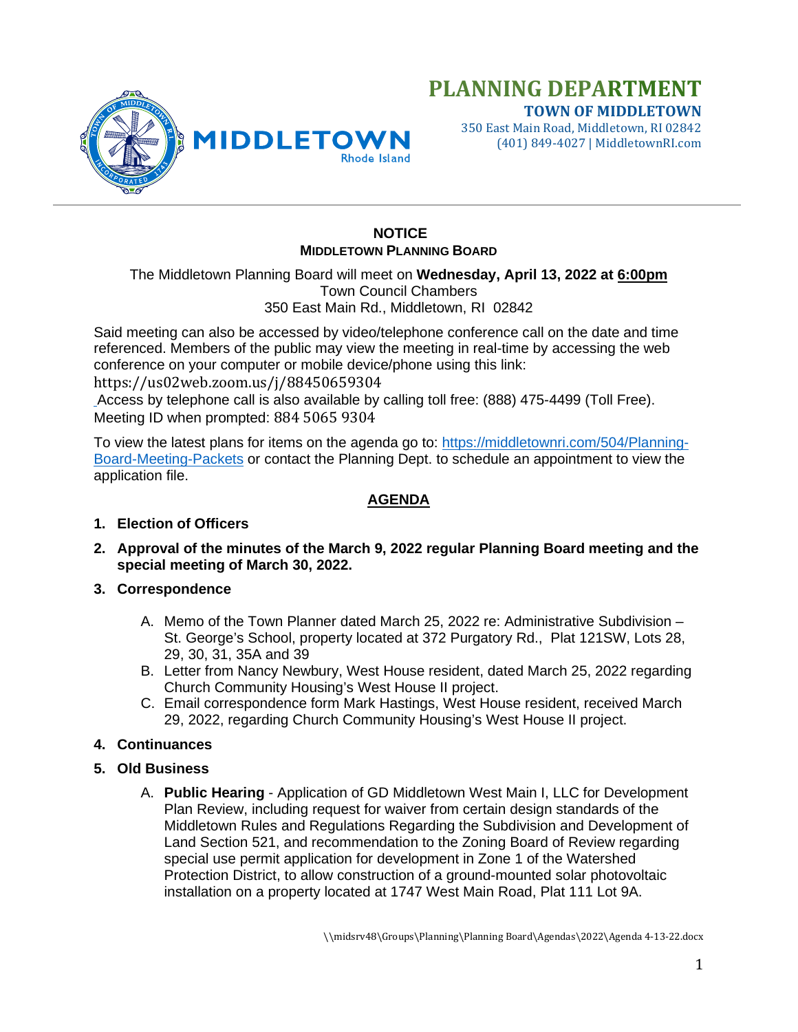# PLANNING DEPARTMENT

**TOWN OF MIDDLETOWN**
350 East Main Road, Middletown, RI 02842
(401) 849-4027 | MiddletownRI.com

MIDDLETOWN Rhode Island

## NOTICE

### MIDDLETOWN PLANNING BOARD

The Middletown Planning Board will meet on **Wednesday, April 13, 2022 at 6:00pm**
Town Council Chambers
350 East Main Rd., Middletown, RI 02842

Said meeting can also be accessed by video/telephone conference call on the date and time referenced. Members of the public may view the meeting in real-time by accessing the web conference on your computer or mobile device/phone using this link:
https://us02web.zoom.us/j/88450659304
Access by telephone call is also available by calling toll free: (888) 475-4499 (Toll Free). Meeting ID when prompted: 884 5065 9304

To view the latest plans for items on the agenda go to: https://middletownri.com/504/Planning-Board-Meeting-Packets or contact the Planning Dept. to schedule an appointment to view the application file.

## AGENDA

1. **Election of Officers**
2. **Approval of the minutes of the March 9, 2022 regular Planning Board meeting and the special meeting of March 30, 2022.**
3. **Correspondence**
   A. Memo of the Town Planner dated March 25, 2022 re: Administrative Subdivision – St. George's School, property located at 372 Purgatory Rd., Plat 121SW, Lots 28, 29, 30, 31, 35A and 39
   B. Letter from Nancy Newbury, West House resident, dated March 25, 2022 regarding Church Community Housing's West House II project.
   C. Email correspondence form Mark Hastings, West House resident, received March 29, 2022, regarding Church Community Housing's West House II project.
4. **Continuances**
5. **Old Business**
   A. **Public Hearing** - Application of GD Middletown West Main I, LLC for Development Plan Review, including request for waiver from certain design standards of the Middletown Rules and Regulations Regarding the Subdivision and Development of Land Section 521, and recommendation to the Zoning Board of Review regarding special use permit application for development in Zone 1 of the Watershed Protection District, to allow construction of a ground-mounted solar photovoltaic installation on a property located at 1747 West Main Road, Plat 111 Lot 9A.

\\midsrv48\Groups\Planning\Planning Board\Agendas\2022\Agenda 4-13-22.docx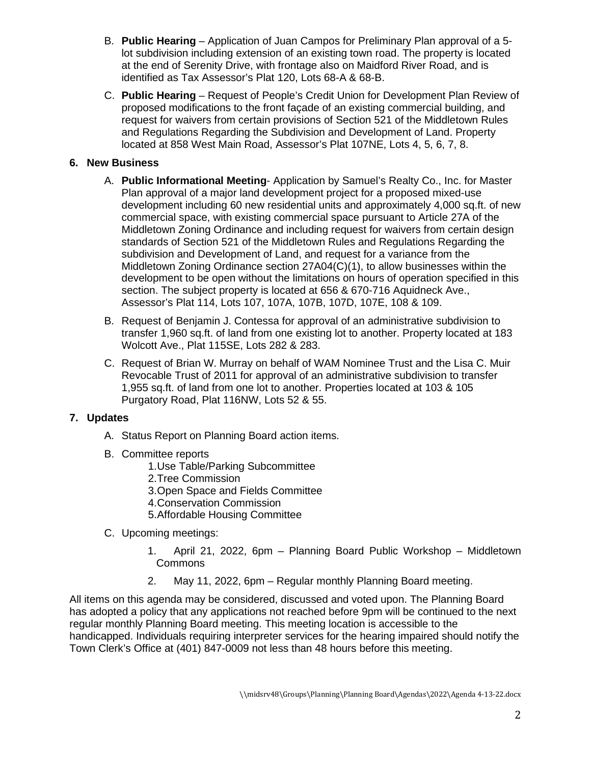B. **Public Hearing** – Application of Juan Campos for Preliminary Plan approval of a 5-lot subdivision including extension of an existing town road. The property is located at the end of Serenity Drive, with frontage also on Maidford River Road, and is identified as Tax Assessor's Plat 120, Lots 68-A & 68-B.

C. **Public Hearing** – Request of People's Credit Union for Development Plan Review of proposed modifications to the front façade of an existing commercial building, and request for waivers from certain provisions of Section 521 of the Middletown Rules and Regulations Regarding the Subdivision and Development of Land. Property located at 858 West Main Road, Assessor's Plat 107NE, Lots 4, 5, 6, 7, 8.

**6. New Business**

A. **Public Informational Meeting**- Application by Samuel's Realty Co., Inc. for Master Plan approval of a major land development project for a proposed mixed-use development including 60 new residential units and approximately 4,000 sq.ft. of new commercial space, with existing commercial space pursuant to Article 27A of the Middletown Zoning Ordinance and including request for waivers from certain design standards of Section 521 of the Middletown Rules and Regulations Regarding the subdivision and Development of Land, and request for a variance from the Middletown Zoning Ordinance section 27A04(C)(1), to allow businesses within the development to be open without the limitations on hours of operation specified in this section. The subject property is located at 656 & 670-716 Aquidneck Ave., Assessor's Plat 114, Lots 107, 107A, 107B, 107D, 107E, 108 & 109.

B. Request of Benjamin J. Contessa for approval of an administrative subdivision to transfer 1,960 sq.ft. of land from one existing lot to another. Property located at 183 Wolcott Ave., Plat 115SE, Lots 282 & 283.

C. Request of Brian W. Murray on behalf of WAM Nominee Trust and the Lisa C. Muir Revocable Trust of 2011 for approval of an administrative subdivision to transfer 1,955 sq.ft. of land from one lot to another. Properties located at 103 & 105 Purgatory Road, Plat 116NW, Lots 52 & 55.

**7. Updates**

A. Status Report on Planning Board action items.

B. Committee reports
   1. Use Table/Parking Subcommittee
   2. Tree Commission
   3. Open Space and Fields Committee
   4. Conservation Commission
   5. Affordable Housing Committee

C. Upcoming meetings:
   1. April 21, 2022, 6pm – Planning Board Public Workshop – Middletown Commons
   2. May 11, 2022, 6pm – Regular monthly Planning Board meeting.

All items on this agenda may be considered, discussed and voted upon. The Planning Board has adopted a policy that any applications not reached before 9pm will be continued to the next regular monthly Planning Board meeting. This meeting location is accessible to the handicapped. Individuals requiring interpreter services for the hearing impaired should notify the Town Clerk's Office at (401) 847-0009 not less than 48 hours before this meeting.

\\midsrv48\Groups\Planning\Planning Board\Agendas\2022\Agenda 4-13-22.docx